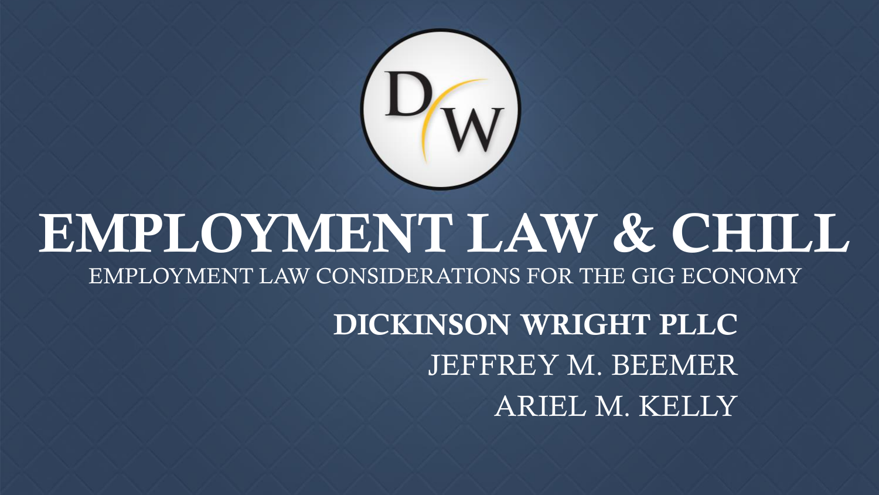# EMPLOYMENT LAW & CHILL

EMPLOYMENT LAW CONSIDERATIONS FOR THE GIG ECONOMY

**DICKINSON WRIGHT PLLC**

JEFFREY M. BEEMER

ARIEL M. KELLY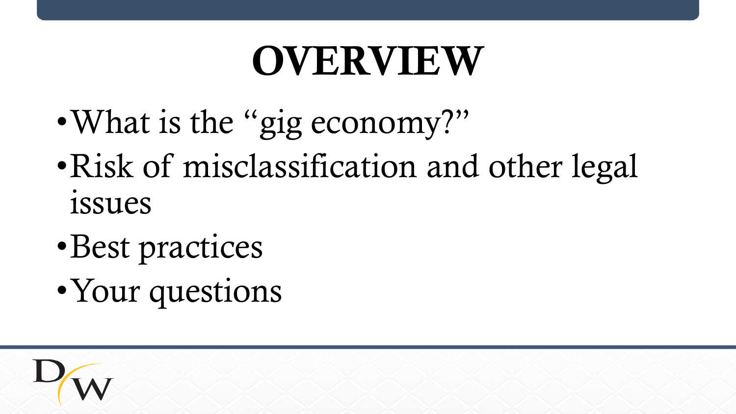# OVERVIEW

- What is the "gig economy?"
- Risk of misclassification and other legal issues
- Best practices
- Your questions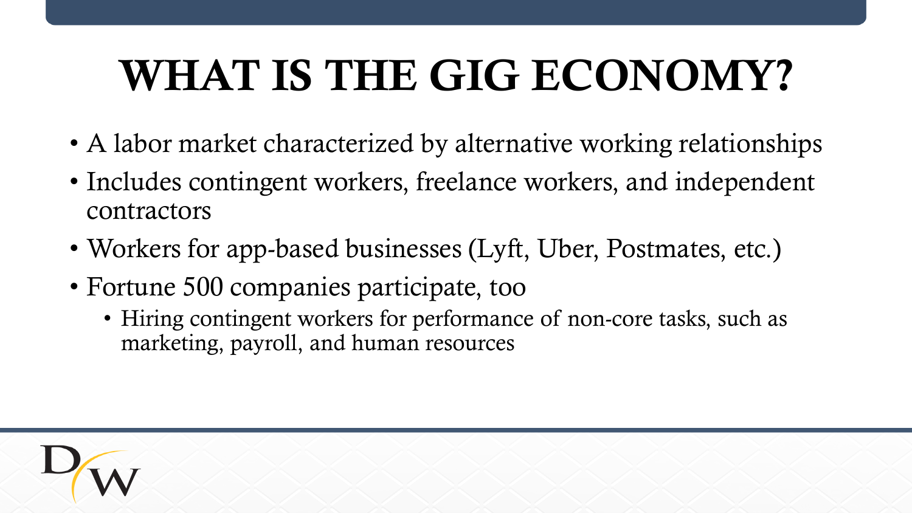# WHAT IS THE GIG ECONOMY?

- A labor market characterized by alternative working relationships
- Includes contingent workers, freelance workers, and independent contractors
- Workers for app-based businesses (Lyft, Uber, Postmates, etc.)
- Fortune 500 companies participate, too
  - Hiring contingent workers for performance of non-core tasks, such as marketing, payroll, and human resources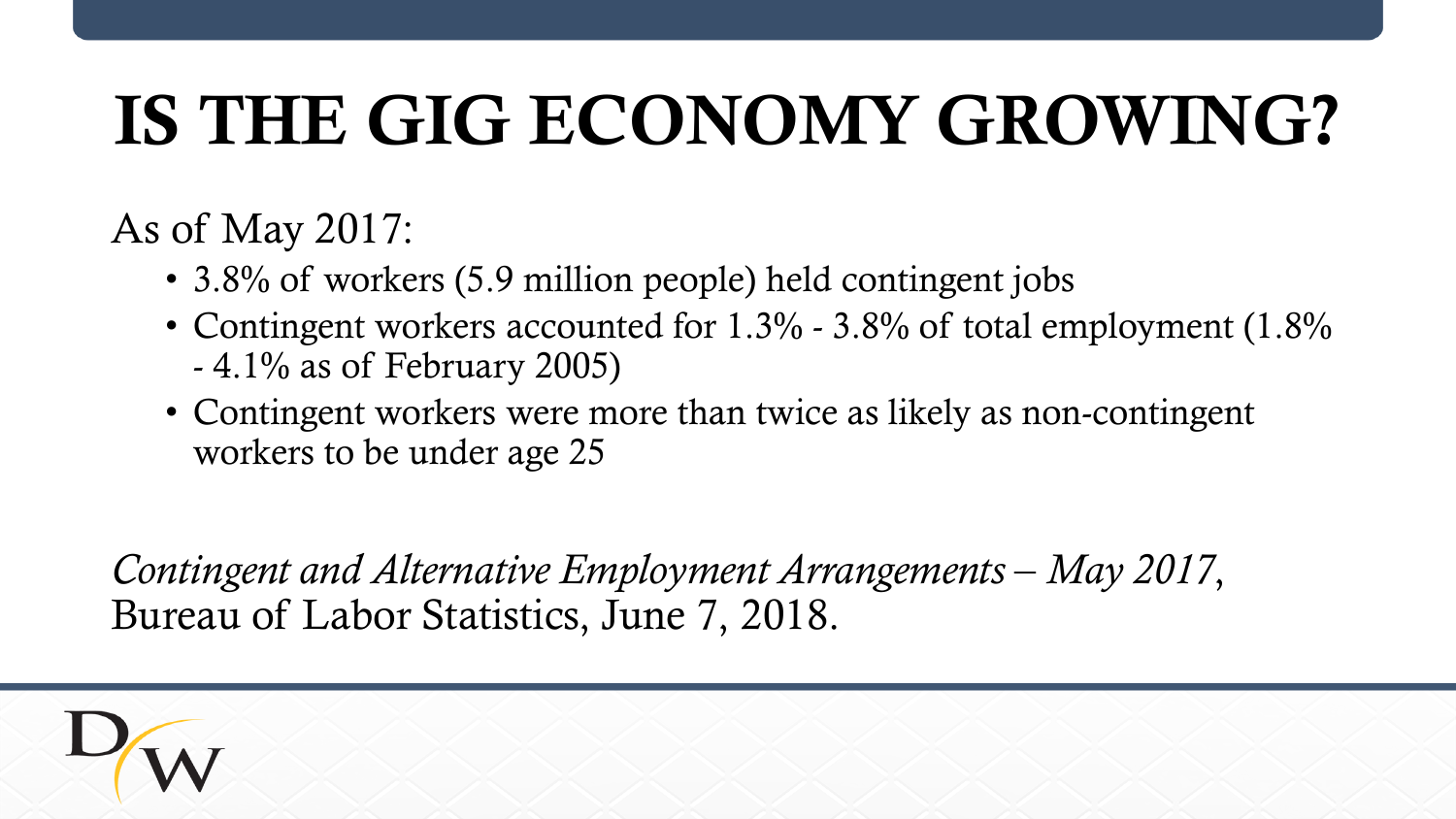# IS THE GIG ECONOMY GROWING?

As of May 2017:

- 3.8% of workers (5.9 million people) held contingent jobs
- Contingent workers accounted for 1.3% - 3.8% of total employment (1.8% - 4.1% as of February 2005)
- Contingent workers were more than twice as likely as non-contingent workers to be under age 25

*Contingent and Alternative Employment Arrangements – May 2017*, Bureau of Labor Statistics, June 7, 2018.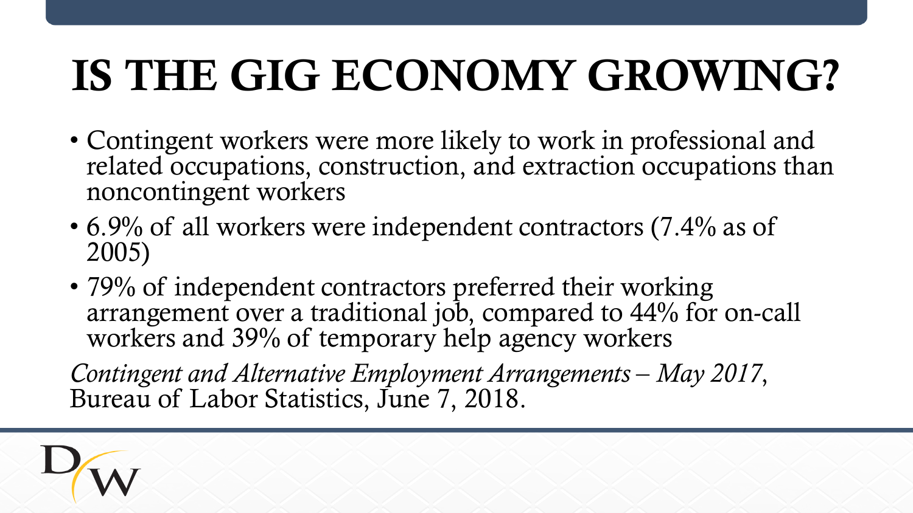# IS THE GIG ECONOMY GROWING?

- Contingent workers were more likely to work in professional and related occupations, construction, and extraction occupations than noncontingent workers
- 6.9% of all workers were independent contractors (7.4% as of 2005)
- 79% of independent contractors preferred their working arrangement over a traditional job, compared to 44% for on-call workers and 39% of temporary help agency workers

*Contingent and Alternative Employment Arrangements – May 2017*, Bureau of Labor Statistics, June 7, 2018.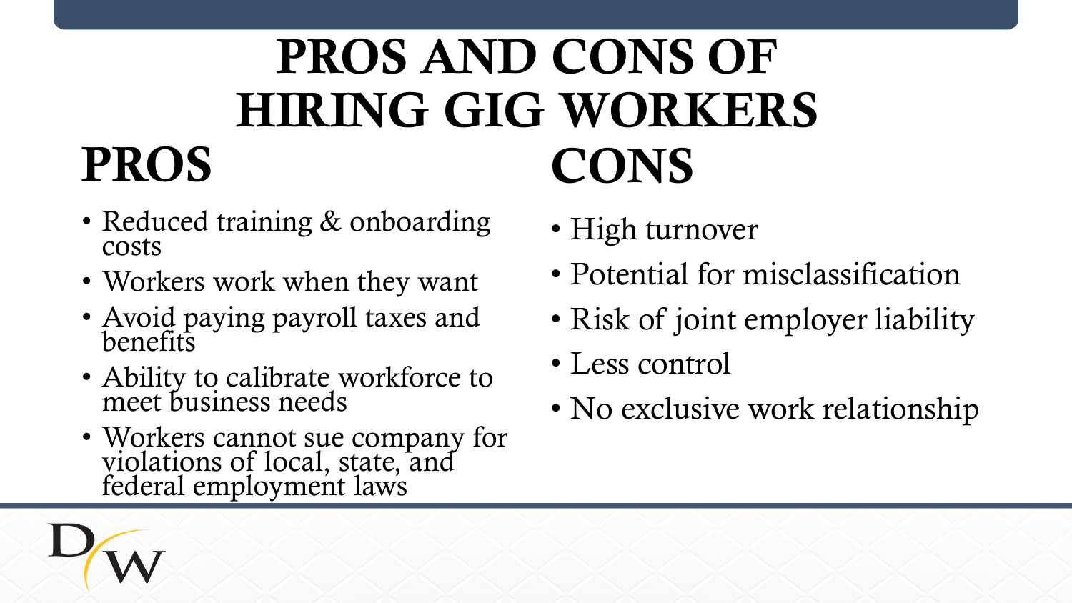# PROS AND CONS OF HIRING GIG WORKERS

## PROS

- Reduced training & onboarding costs
- Workers work when they want
- Avoid paying payroll taxes and benefits
- Ability to calibrate workforce to meet business needs
- Workers cannot sue company for violations of local, state, and federal employment laws

## CONS

- High turnover
- Potential for misclassification
- Risk of joint employer liability
- Less control
- No exclusive work relationship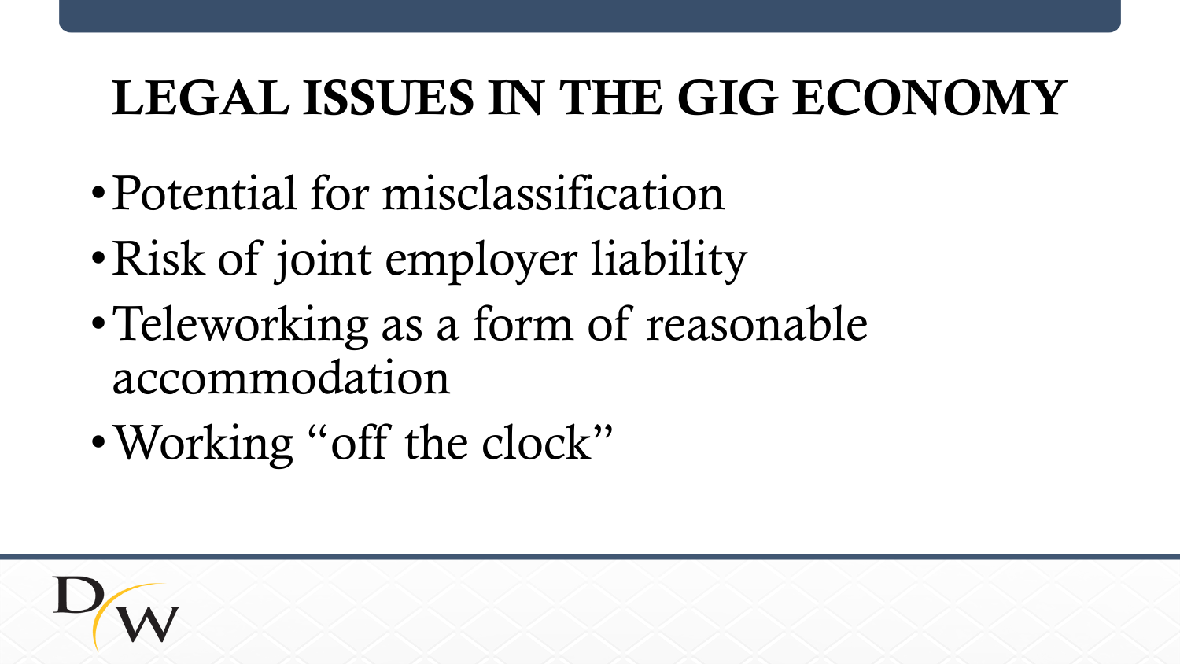# LEGAL ISSUES IN THE GIG ECONOMY

- Potential for misclassification
- Risk of joint employer liability
- Teleworking as a form of reasonable accommodation
- Working "off the clock"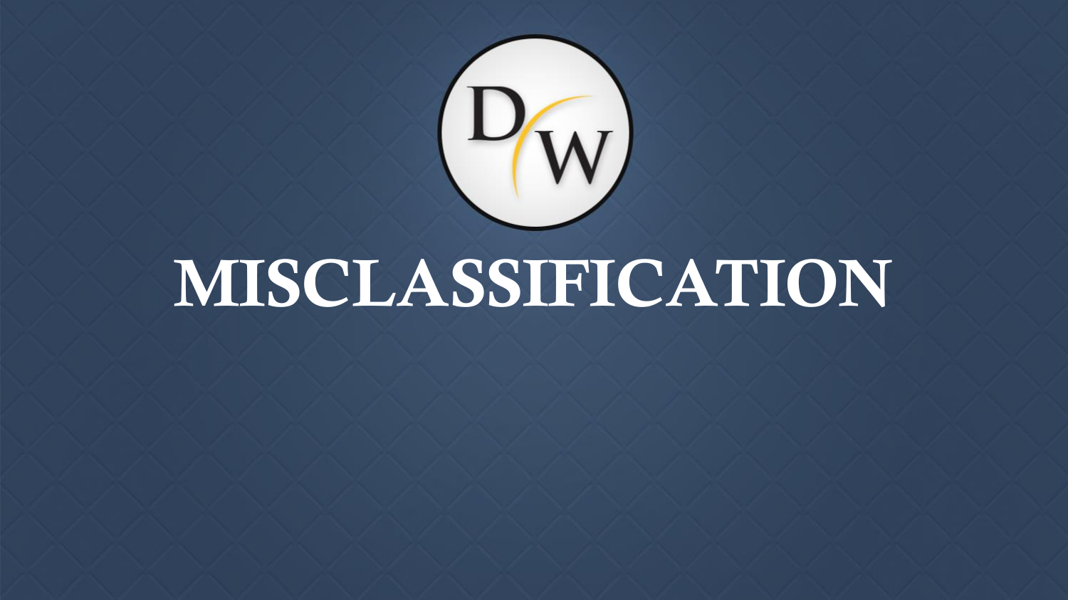# MISCLASSIFICATION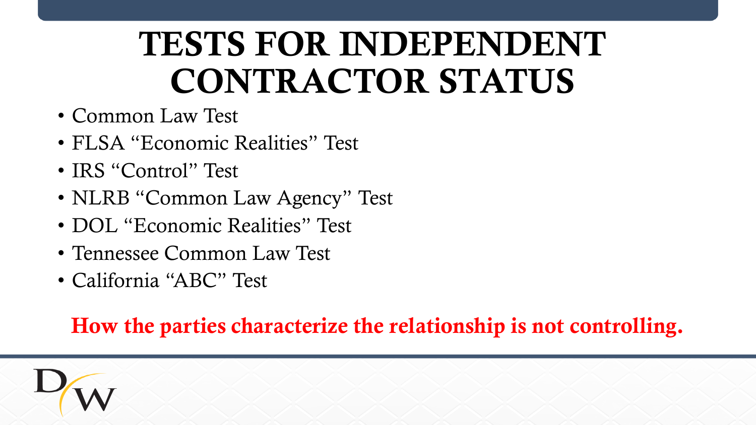# TESTS FOR INDEPENDENT CONTRACTOR STATUS

- Common Law Test
- FLSA "Economic Realities" Test
- IRS "Control" Test
- NLRB "Common Law Agency" Test
- DOL "Economic Realities" Test
- Tennessee Common Law Test
- California "ABC" Test

**How the parties characterize the relationship is not controlling.**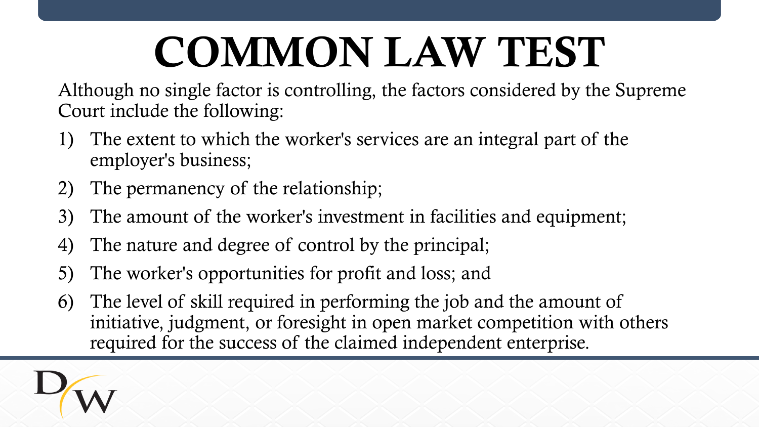# COMMON LAW TEST

Although no single factor is controlling, the factors considered by the Supreme Court include the following:

1) The extent to which the worker's services are an integral part of the employer's business;
2) The permanency of the relationship;
3) The amount of the worker's investment in facilities and equipment;
4) The nature and degree of control by the principal;
5) The worker's opportunities for profit and loss; and
6) The level of skill required in performing the job and the amount of initiative, judgment, or foresight in open market competition with others required for the success of the claimed independent enterprise.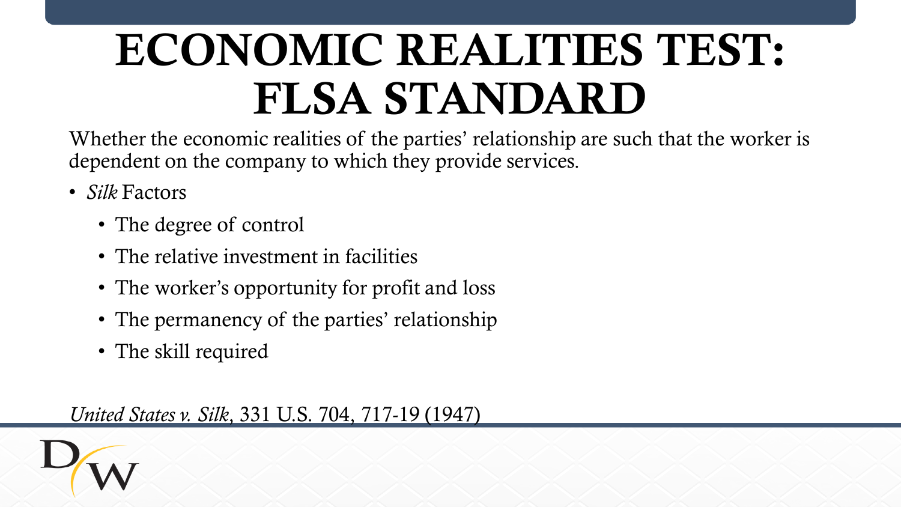# ECONOMIC REALITIES TEST: FLSA STANDARD

Whether the economic realities of the parties' relationship are such that the worker is dependent on the company to which they provide services.

- *Silk* Factors
  - The degree of control
  - The relative investment in facilities
  - The worker's opportunity for profit and loss
  - The permanency of the parties' relationship
  - The skill required

*United States v. Silk*, 331 U.S. 704, 717-19 (1947)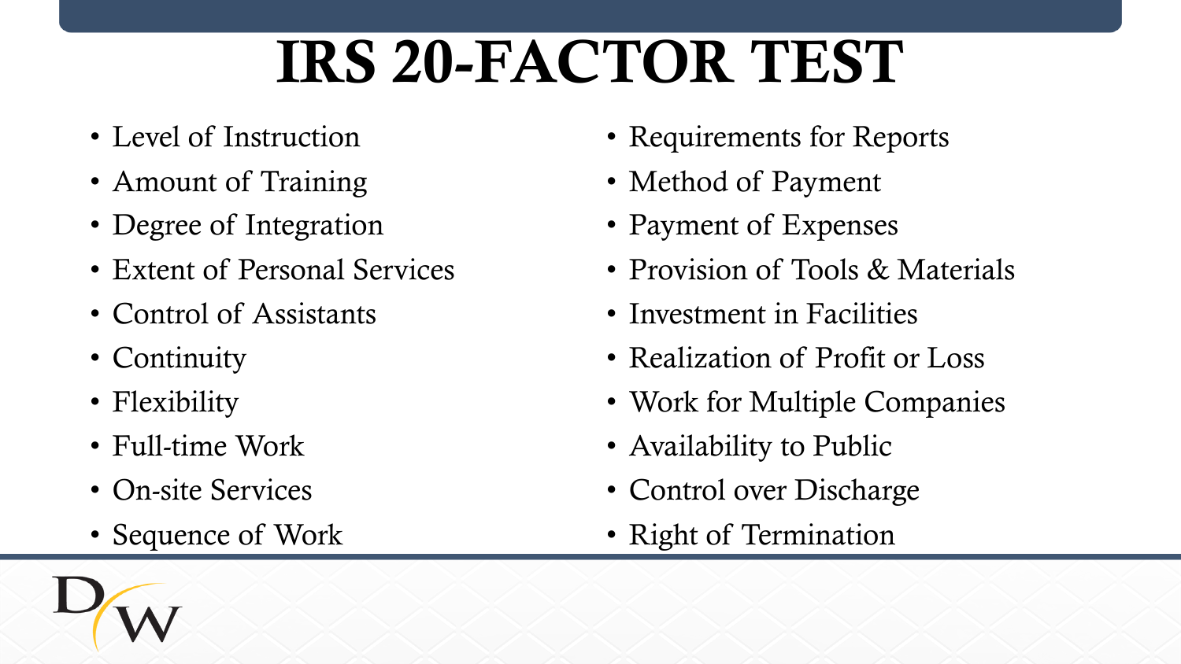# IRS 20-FACTOR TEST

- Level of Instruction
- Amount of Training
- Degree of Integration
- Extent of Personal Services
- Control of Assistants
- Continuity
- Flexibility
- Full-time Work
- On-site Services
- Sequence of Work
- Requirements for Reports
- Method of Payment
- Payment of Expenses
- Provision of Tools & Materials
- Investment in Facilities
- Realization of Profit or Loss
- Work for Multiple Companies
- Availability to Public
- Control over Discharge
- Right of Termination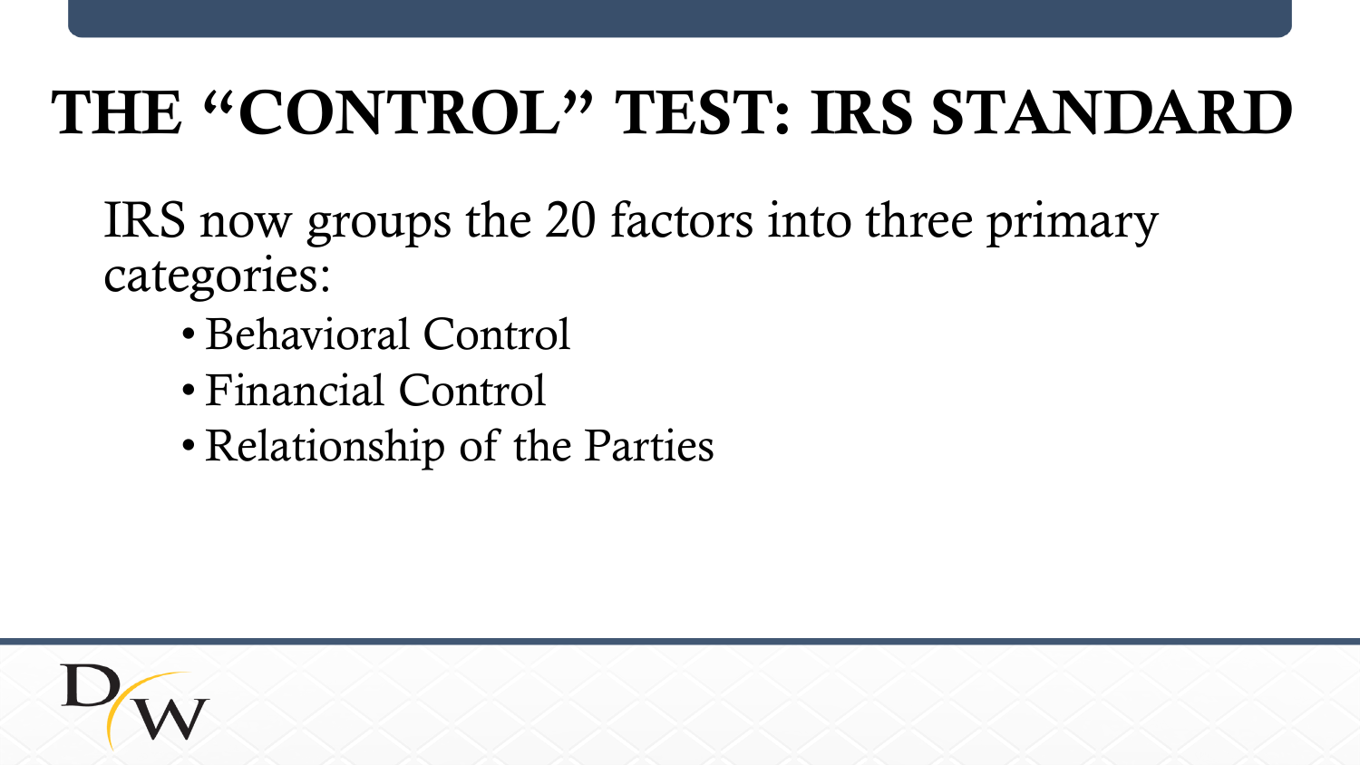# THE "CONTROL" TEST: IRS STANDARD

IRS now groups the 20 factors into three primary categories:

- Behavioral Control
- Financial Control
- Relationship of the Parties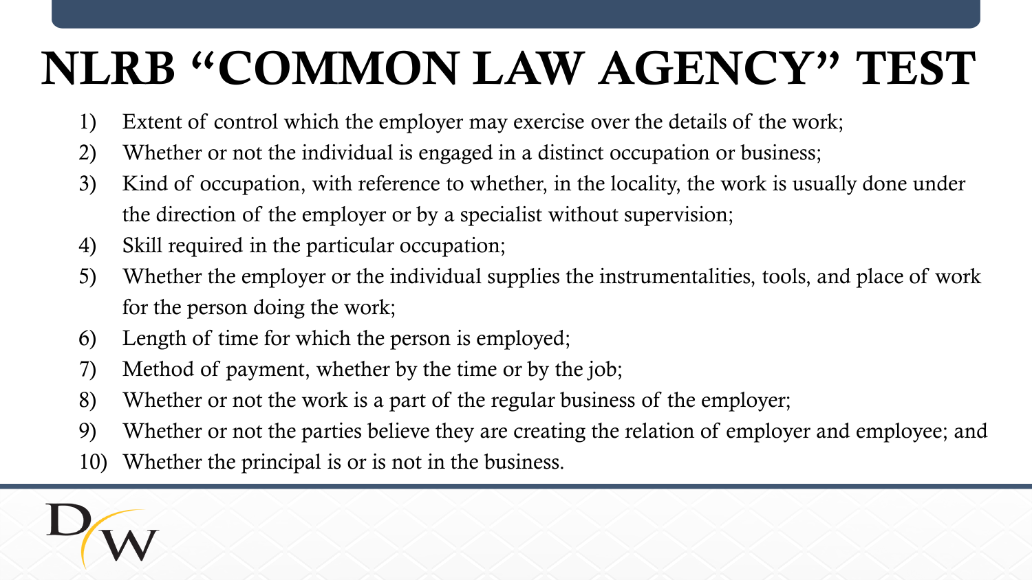# NLRB "COMMON LAW AGENCY" TEST

1) Extent of control which the employer may exercise over the details of the work;
2) Whether or not the individual is engaged in a distinct occupation or business;
3) Kind of occupation, with reference to whether, in the locality, the work is usually done under the direction of the employer or by a specialist without supervision;
4) Skill required in the particular occupation;
5) Whether the employer or the individual supplies the instrumentalities, tools, and place of work for the person doing the work;
6) Length of time for which the person is employed;
7) Method of payment, whether by the time or by the job;
8) Whether or not the work is a part of the regular business of the employer;
9) Whether or not the parties believe they are creating the relation of employer and employee; and
10) Whether the principal is or is not in the business.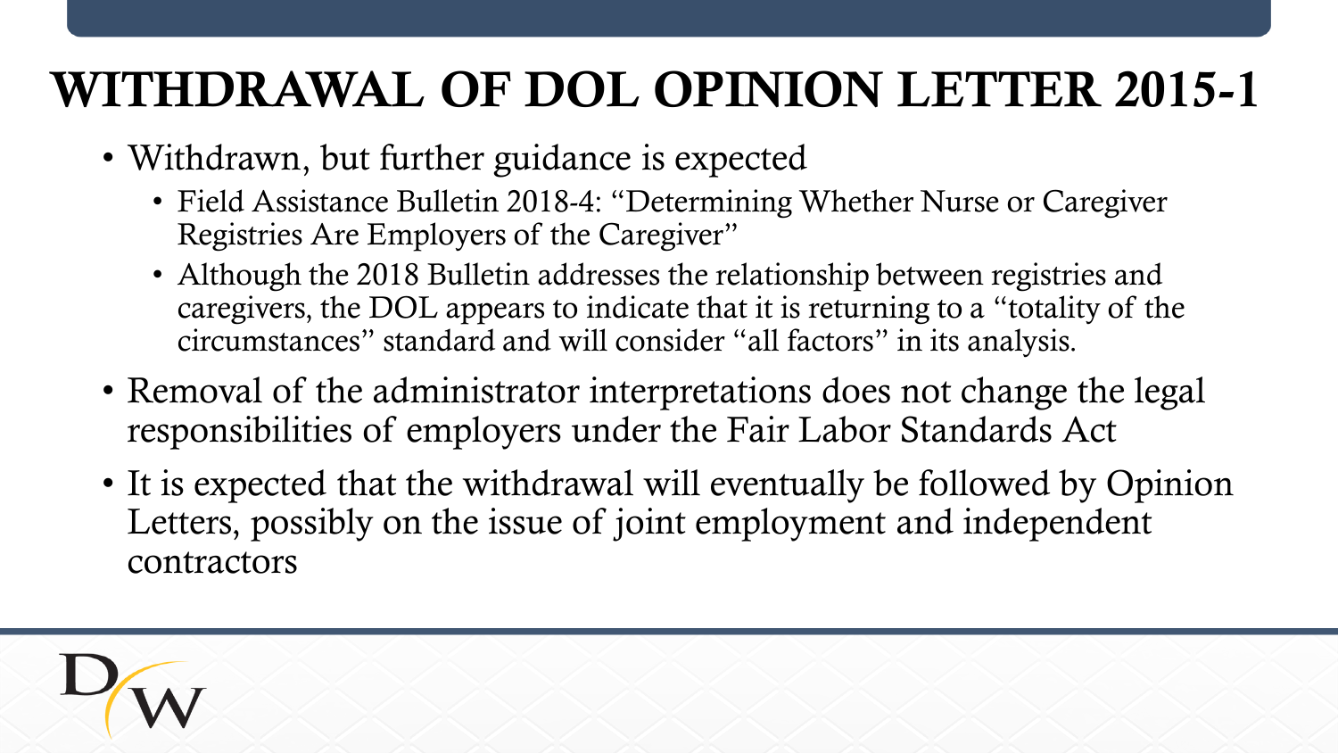# WITHDRAWAL OF DOL OPINION LETTER 2015-1

- Withdrawn, but further guidance is expected
  - Field Assistance Bulletin 2018-4: "Determining Whether Nurse or Caregiver Registries Are Employers of the Caregiver"
  - Although the 2018 Bulletin addresses the relationship between registries and caregivers, the DOL appears to indicate that it is returning to a "totality of the circumstances" standard and will consider "all factors" in its analysis.
- Removal of the administrator interpretations does not change the legal responsibilities of employers under the Fair Labor Standards Act
- It is expected that the withdrawal will eventually be followed by Opinion Letters, possibly on the issue of joint employment and independent contractors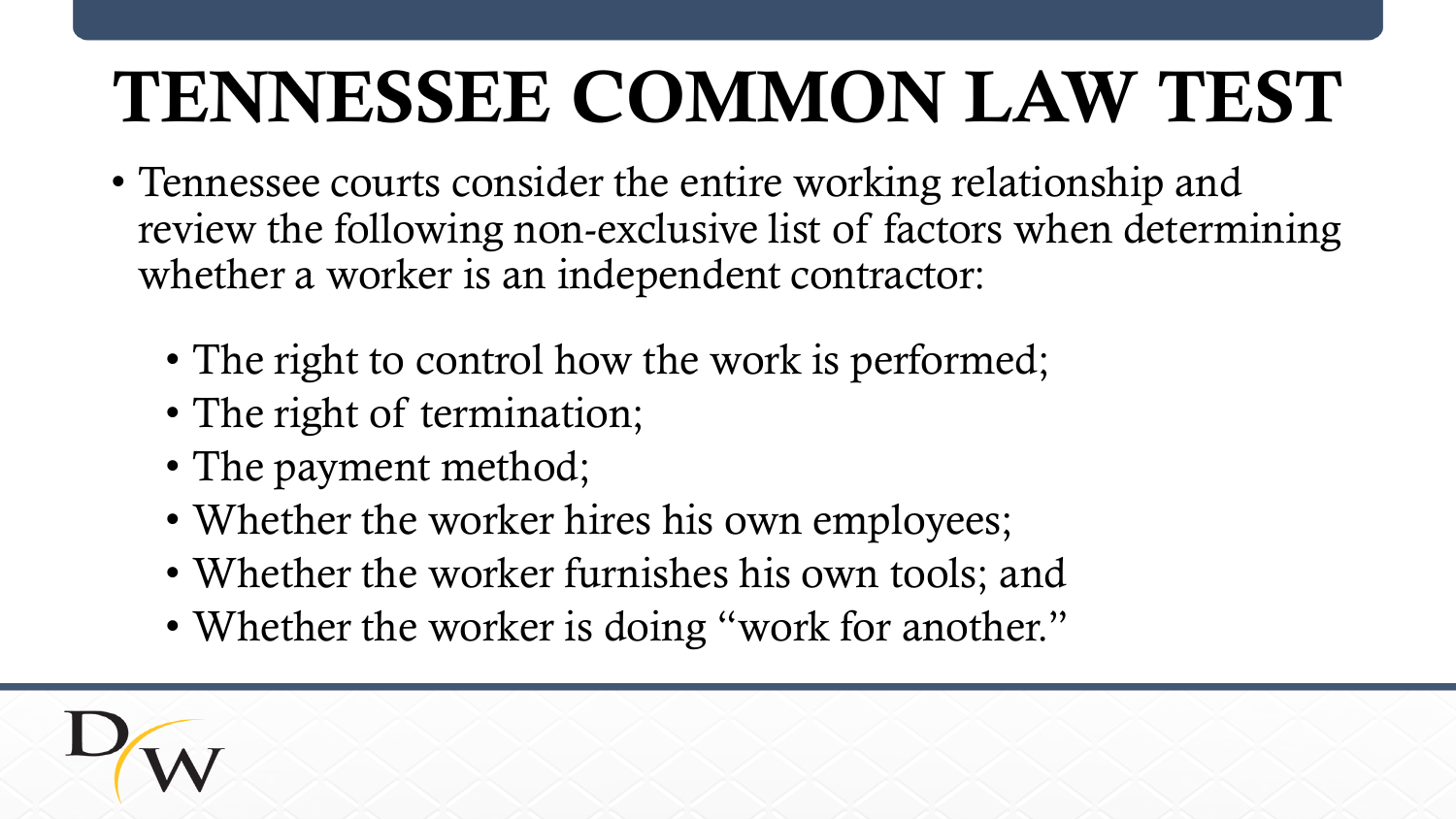# TENNESSEE COMMON LAW TEST

- Tennessee courts consider the entire working relationship and review the following non-exclusive list of factors when determining whether a worker is an independent contractor:
  - The right to control how the work is performed;
  - The right of termination;
  - The payment method;
  - Whether the worker hires his own employees;
  - Whether the worker furnishes his own tools; and
  - Whether the worker is doing "work for another."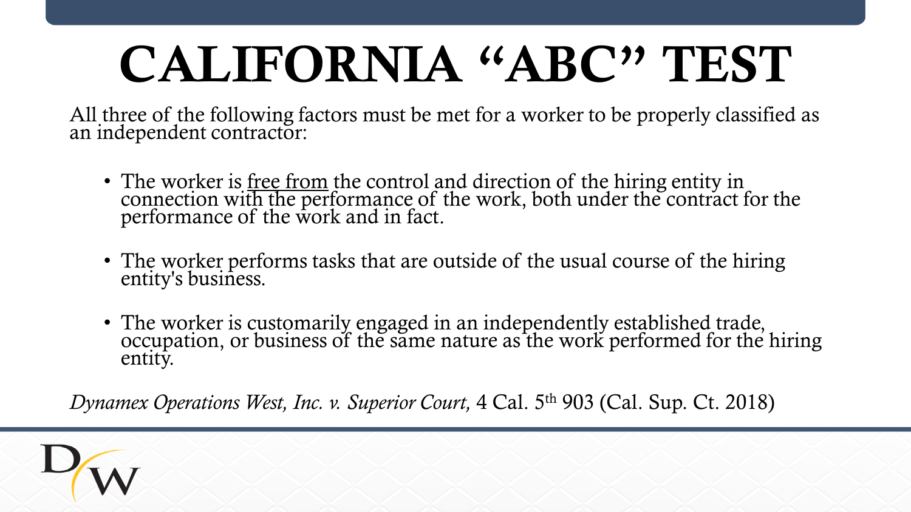# CALIFORNIA "ABC" TEST

All three of the following factors must be met for a worker to be properly classified as an independent contractor:

- The worker is <u>free from</u> the control and direction of the hiring entity in connection with the performance of the work, both under the contract for the performance of the work and in fact.
- The worker performs tasks that are outside of the usual course of the hiring entity's business.
- The worker is customarily engaged in an independently established trade, occupation, or business of the same nature as the work performed for the hiring entity.

*Dynamex Operations West, Inc. v. Superior Court,* 4 Cal. 5th 903 (Cal. Sup. Ct. 2018)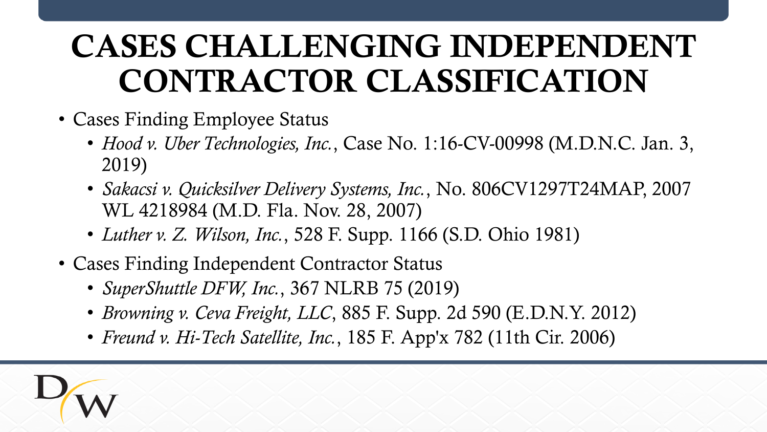# CASES CHALLENGING INDEPENDENT CONTRACTOR CLASSIFICATION

- Cases Finding Employee Status
  - *Hood v. Uber Technologies, Inc.*, Case No. 1:16-CV-00998 (M.D.N.C. Jan. 3, 2019)
  - *Sakacsi v. Quicksilver Delivery Systems, Inc.*, No. 806CV1297T24MAP, 2007 WL 4218984 (M.D. Fla. Nov. 28, 2007)
  - *Luther v. Z. Wilson, Inc.*, 528 F. Supp. 1166 (S.D. Ohio 1981)
- Cases Finding Independent Contractor Status
  - *SuperShuttle DFW, Inc.*, 367 NLRB 75 (2019)
  - *Browning v. Ceva Freight, LLC*, 885 F. Supp. 2d 590 (E.D.N.Y. 2012)
  - *Freund v. Hi-Tech Satellite, Inc.*, 185 F. App'x 782 (11th Cir. 2006)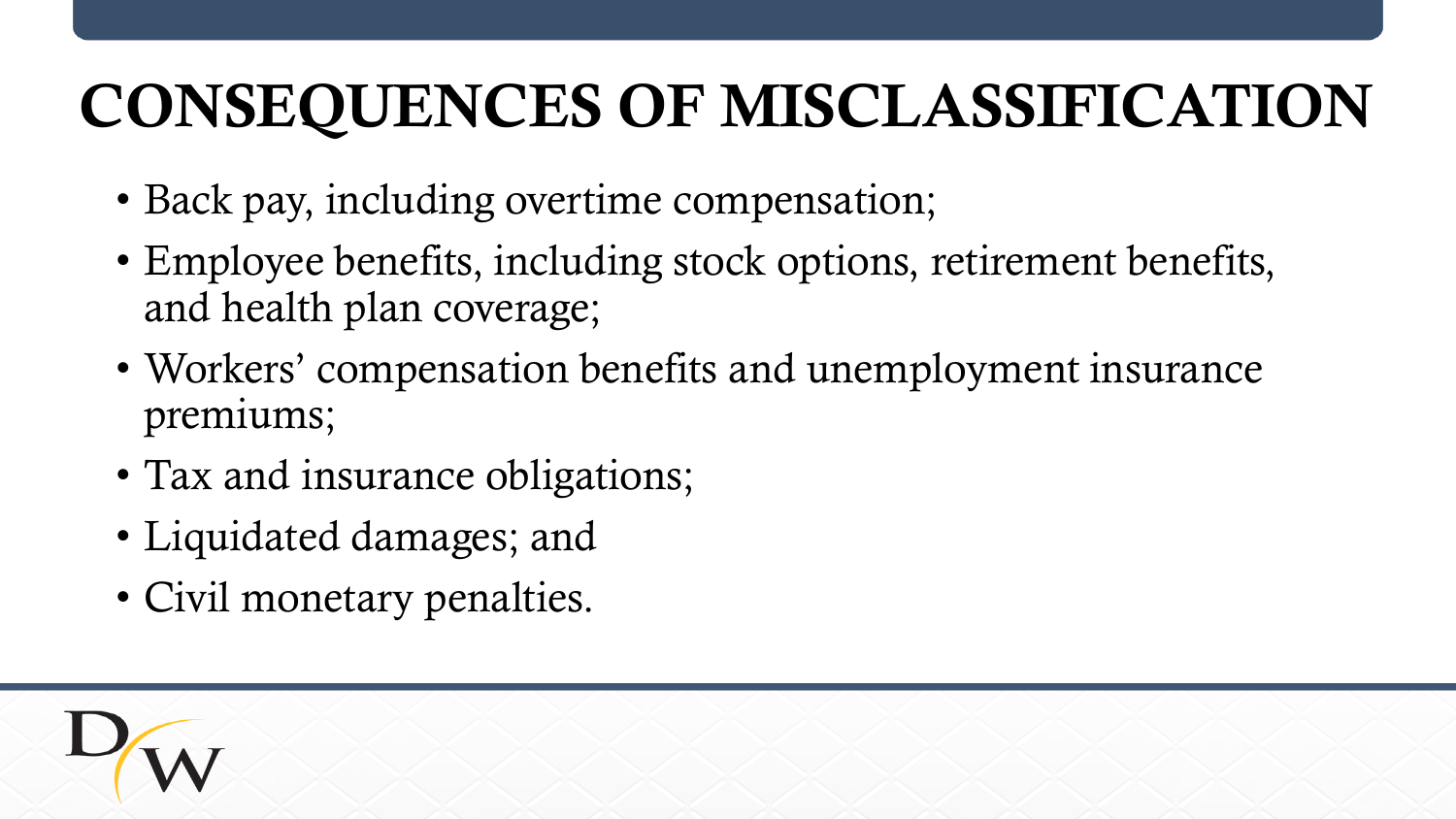# CONSEQUENCES OF MISCLASSIFICATION

- Back pay, including overtime compensation;
- Employee benefits, including stock options, retirement benefits, and health plan coverage;
- Workers' compensation benefits and unemployment insurance premiums;
- Tax and insurance obligations;
- Liquidated damages; and
- Civil monetary penalties.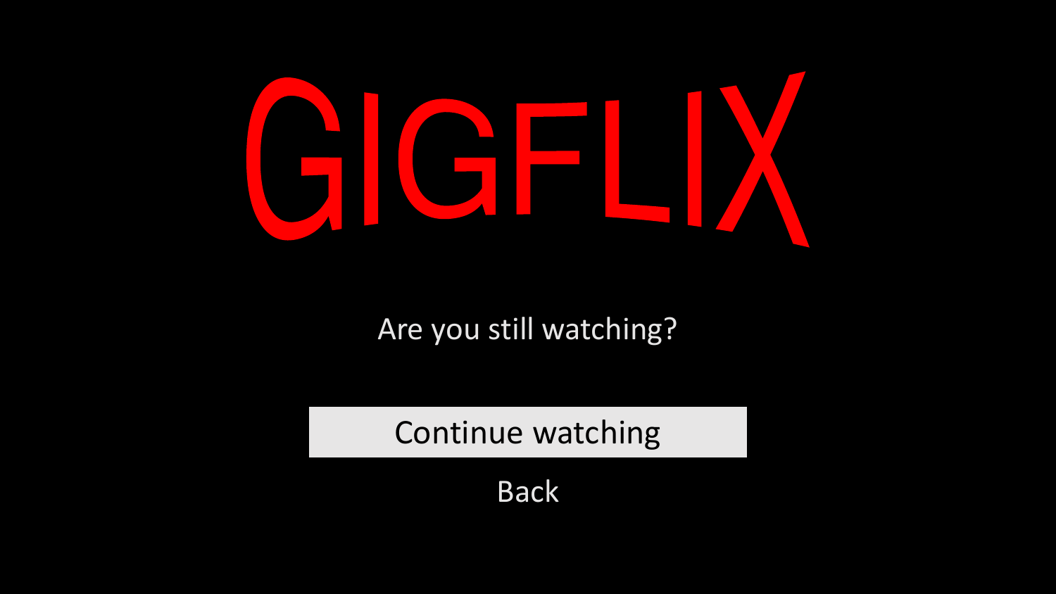# GIGFLIX

Are you still watching?

Continue watching

Back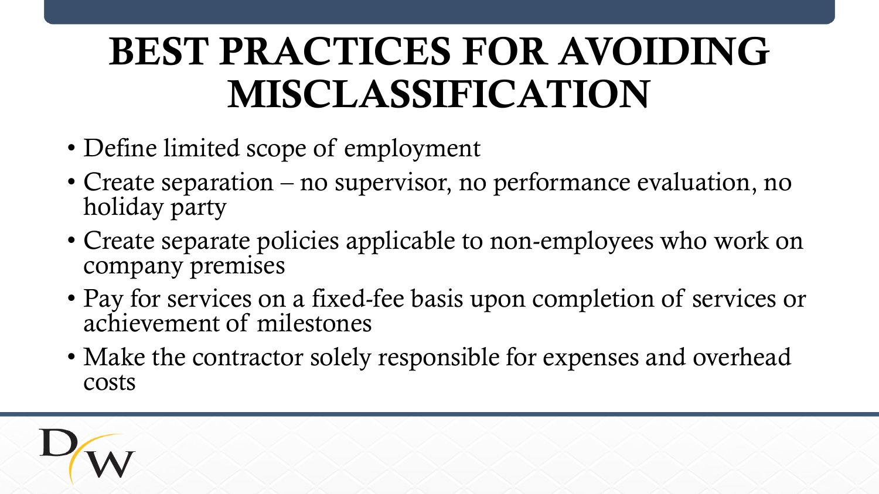# BEST PRACTICES FOR AVOIDING MISCLASSIFICATION

- Define limited scope of employment
- Create separation – no supervisor, no performance evaluation, no holiday party
- Create separate policies applicable to non-employees who work on company premises
- Pay for services on a fixed-fee basis upon completion of services or achievement of milestones
- Make the contractor solely responsible for expenses and overhead costs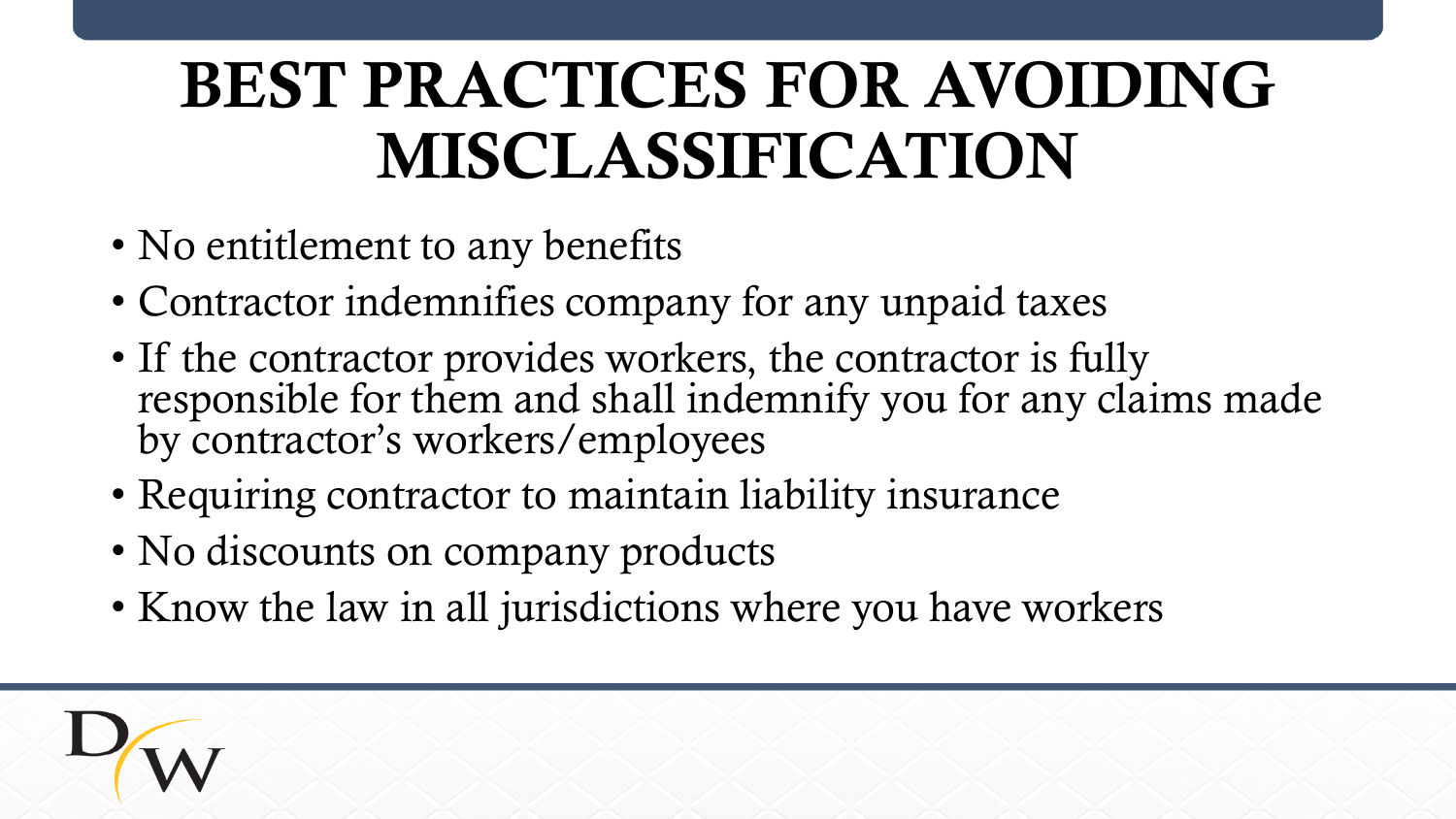# BEST PRACTICES FOR AVOIDING MISCLASSIFICATION

- No entitlement to any benefits
- Contractor indemnifies company for any unpaid taxes
- If the contractor provides workers, the contractor is fully responsible for them and shall indemnify you for any claims made by contractor's workers/employees
- Requiring contractor to maintain liability insurance
- No discounts on company products
- Know the law in all jurisdictions where you have workers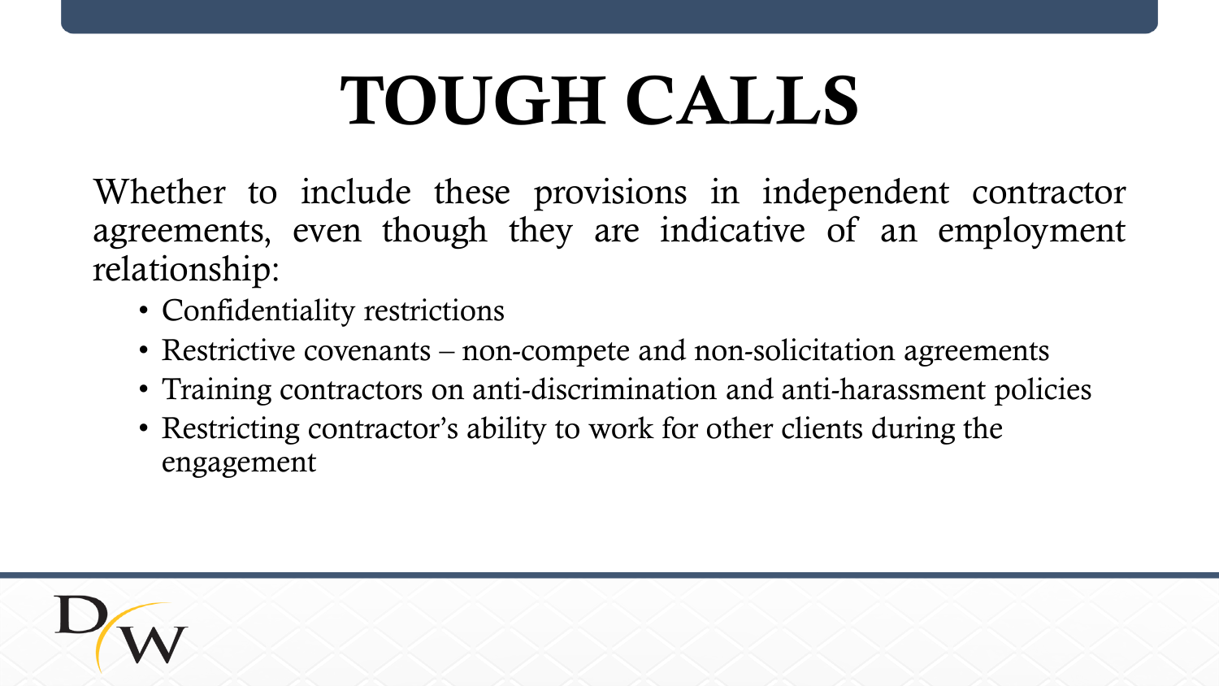# TOUGH CALLS

Whether to include these provisions in independent contractor agreements, even though they are indicative of an employment relationship:

- Confidentiality restrictions
- Restrictive covenants – non-compete and non-solicitation agreements
- Training contractors on anti-discrimination and anti-harassment policies
- Restricting contractor's ability to work for other clients during the engagement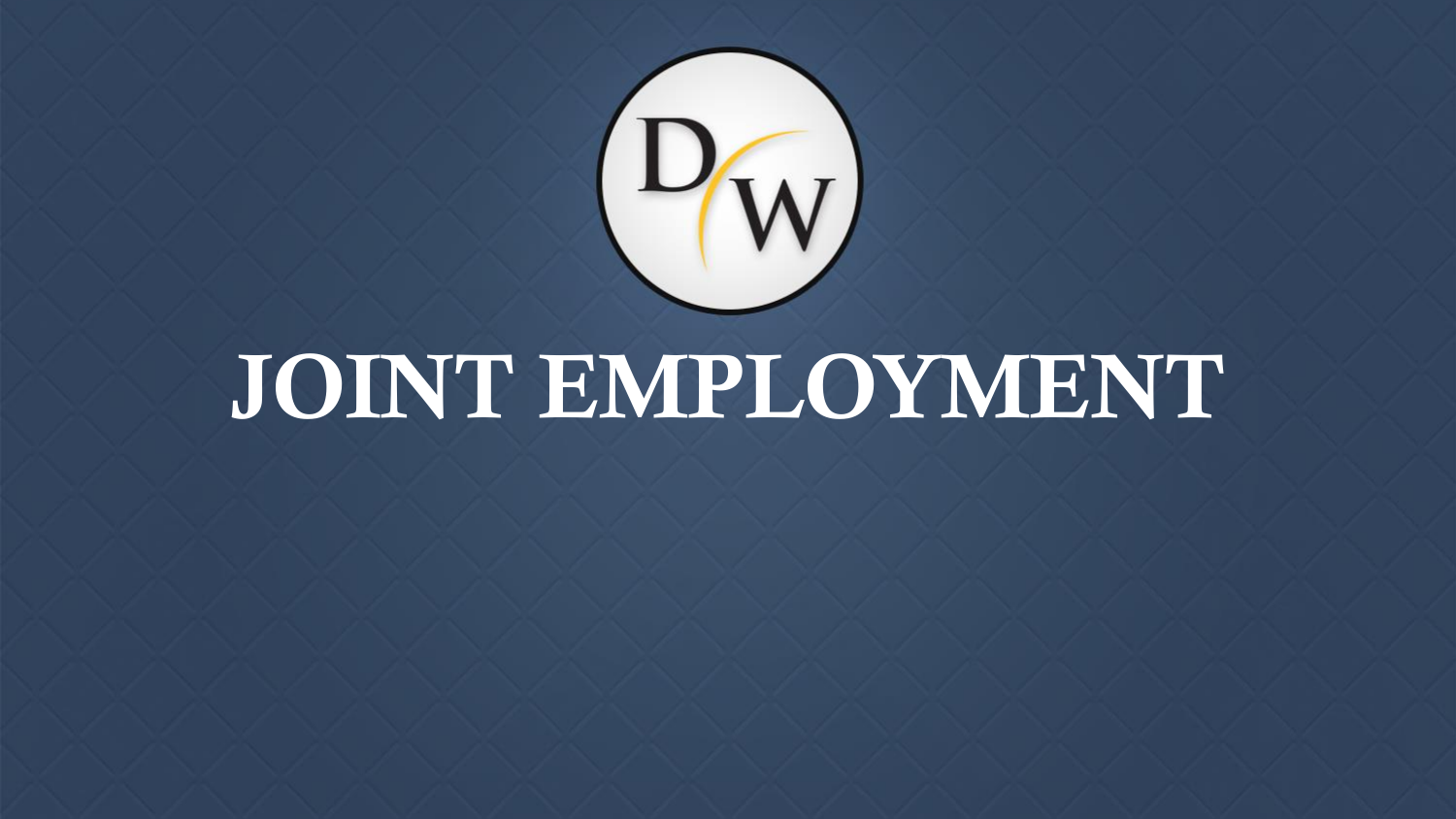# JOINT EMPLOYMENT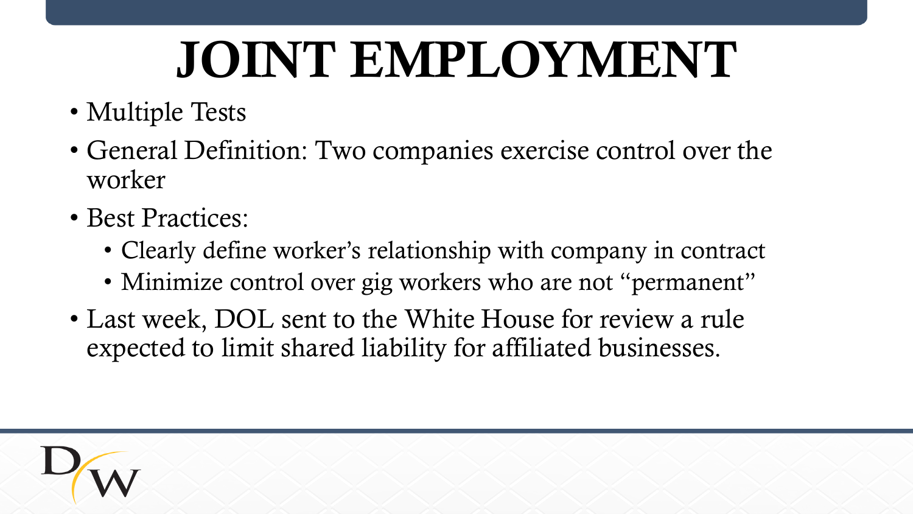# JOINT EMPLOYMENT

- Multiple Tests
- General Definition: Two companies exercise control over the worker
- Best Practices:
  - Clearly define worker's relationship with company in contract
  - Minimize control over gig workers who are not "permanent"
- Last week, DOL sent to the White House for review a rule expected to limit shared liability for affiliated businesses.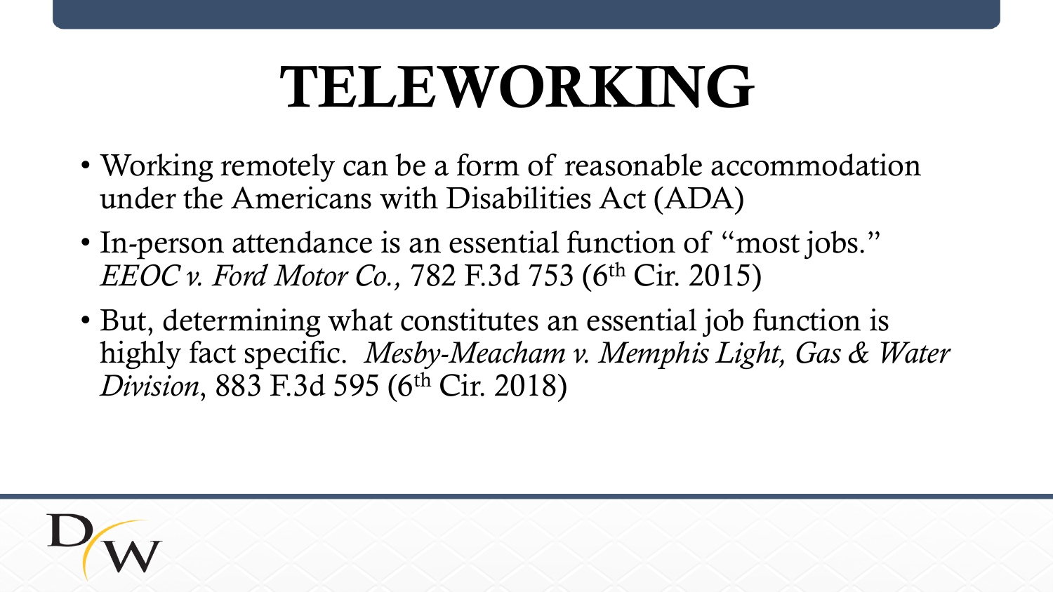# TELEWORKING

- Working remotely can be a form of reasonable accommodation under the Americans with Disabilities Act (ADA)
- In-person attendance is an essential function of "most jobs." *EEOC v. Ford Motor Co.,* 782 F.3d 753 (6th Cir. 2015)
- But, determining what constitutes an essential job function is highly fact specific. *Mesby-Meacham v. Memphis Light, Gas & Water Division*, 883 F.3d 595 (6th Cir. 2018)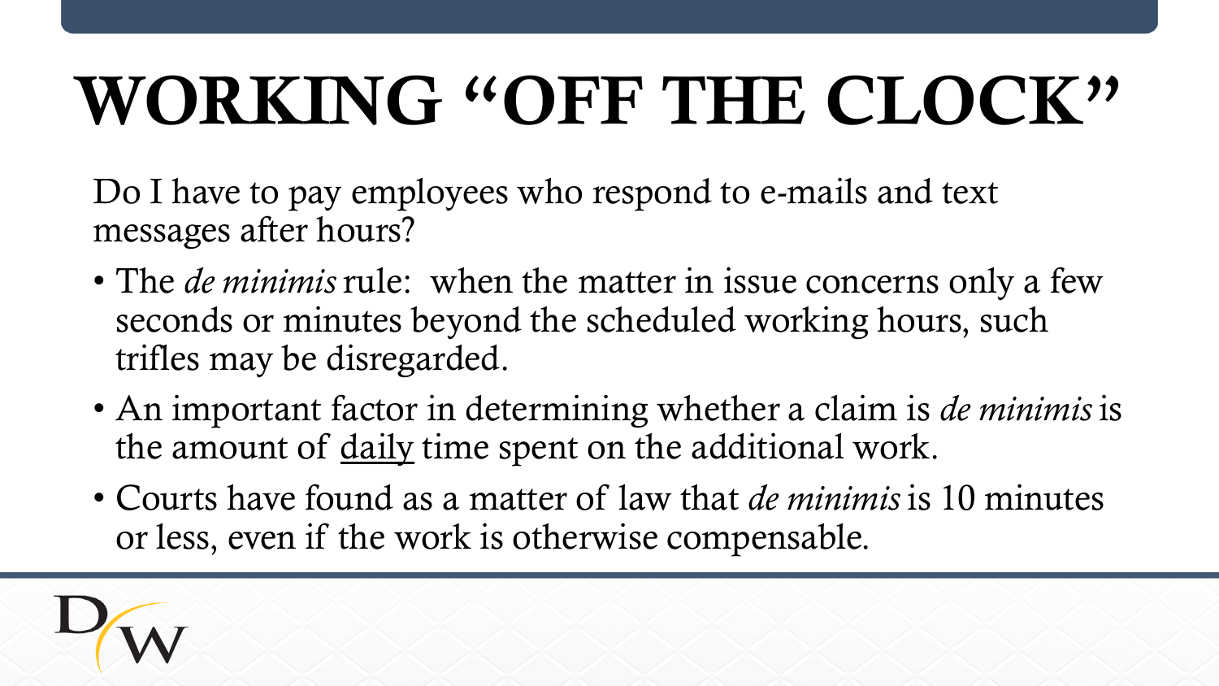# WORKING "OFF THE CLOCK"

Do I have to pay employees who respond to e-mails and text messages after hours?

- The *de minimis* rule: when the matter in issue concerns only a few seconds or minutes beyond the scheduled working hours, such trifles may be disregarded.
- An important factor in determining whether a claim is *de minimis* is the amount of <u>daily</u> time spent on the additional work.
- Courts have found as a matter of law that *de minimis* is 10 minutes or less, even if the work is otherwise compensable.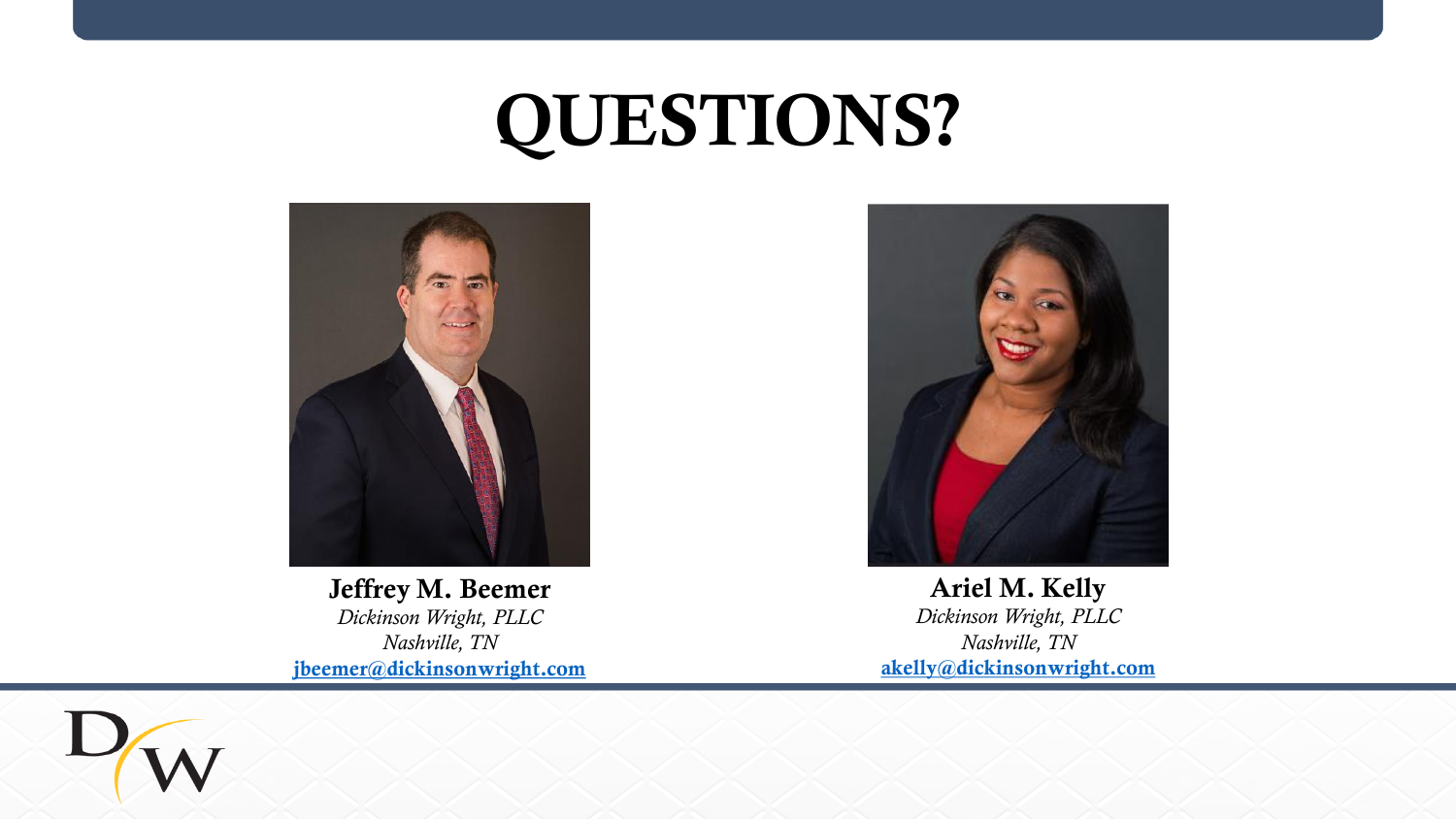# QUESTIONS?

**Jeffrey M. Beemer**
*Dickinson Wright, PLLC*
*Nashville, TN*
[jbeemer@dickinsonwright.com](mailto:jbeemer@dickinsonwright.com)

**Ariel M. Kelly**
*Dickinson Wright, PLLC*
*Nashville, TN*
[akelly@dickinsonwright.com](mailto:akelly@dickinsonwright.com)